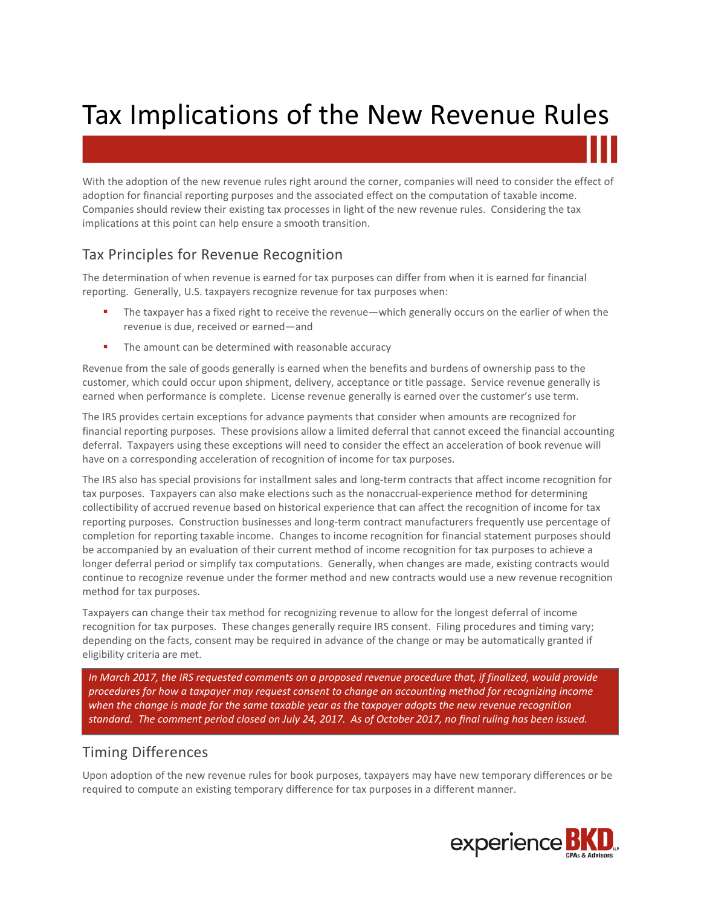# Tax Implications of the New Revenue Rules

With the adoption of the new revenue rules right around the corner, companies will need to consider the effect of adoption for financial reporting purposes and the associated effect on the computation of taxable income. Companies should review their existing tax processes in light of the new revenue rules. Considering the tax implications at this point can help ensure a smooth transition.

## Tax Principles for Revenue Recognition

The determination of when revenue is earned for tax purposes can differ from when it is earned for financial reporting. Generally, U.S. taxpayers recognize revenue for tax purposes when:

- The taxpayer has a fixed right to receive the revenue—which generally occurs on the earlier of when the revenue is due, received or earned—and
- The amount can be determined with reasonable accuracy

Revenue from the sale of goods generally is earned when the benefits and burdens of ownership pass to the customer, which could occur upon shipment, delivery, acceptance or title passage. Service revenue generally is earned when performance is complete. License revenue generally is earned over the customer's use term.

The IRS provides certain exceptions for advance payments that consider when amounts are recognized for financial reporting purposes. These provisions allow a limited deferral that cannot exceed the financial accounting deferral. Taxpayers using these exceptions will need to consider the effect an acceleration of book revenue will have on a corresponding acceleration of recognition of income for tax purposes.

The IRS also has special provisions for installment sales and long-term contracts that affect income recognition for tax purposes. Taxpayers can also make elections such as the nonaccrual-experience method for determining collectibility of accrued revenue based on historical experience that can affect the recognition of income for tax reporting purposes. Construction businesses and long-term contract manufacturers frequently use percentage of completion for reporting taxable income. Changes to income recognition for financial statement purposes should be accompanied by an evaluation of their current method of income recognition for tax purposes to achieve a longer deferral period or simplify tax computations. Generally, when changes are made, existing contracts would continue to recognize revenue under the former method and new contracts would use a new revenue recognition method for tax purposes.

Taxpayers can change their tax method for recognizing revenue to allow for the longest deferral of income recognition for tax purposes. These changes generally require IRS consent. Filing procedures and timing vary; depending on the facts, consent may be required in advance of the change or may be automatically granted if eligibility criteria are met.

*In March 2017, the IRS requested comments on a proposed revenue procedure that, if finalized, would provide procedures for how a taxpayer may request consent to change an accounting method for recognizing income when the change is made for the same taxable year as the taxpayer adopts the new revenue recognition standard. The comment period closed on July 24, 2017. As of October 2017, no final ruling has been issued.*

## Timing Differences

Upon adoption of the new revenue rules for book purposes, taxpayers may have new temporary differences or be required to compute an existing temporary difference for tax purposes in a different manner.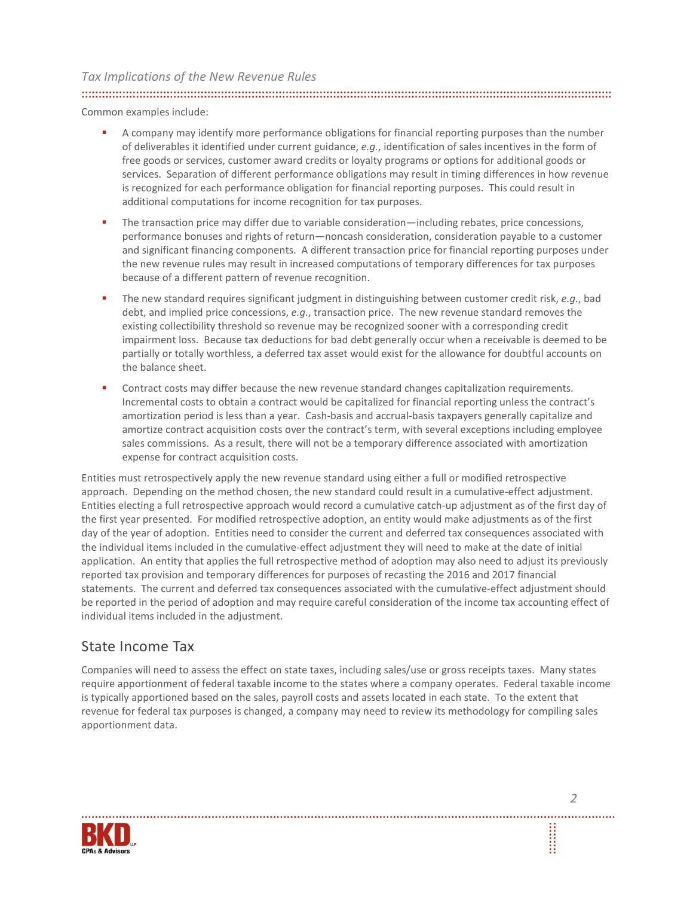Common examples include:

- A company may identify more performance obligations for financial reporting purposes than the number of deliverables it identified under current guidance, *e.g.*, identification of sales incentives in the form of free goods or services, customer award credits or loyalty programs or options for additional goods or services. Separation of different performance obligations may result in timing differences in how revenue is recognized for each performance obligation for financial reporting purposes. This could result in additional computations for income recognition for tax purposes.
- The transaction price may differ due to variable consideration—including rebates, price concessions, performance bonuses and rights of return—noncash consideration, consideration payable to a customer and significant financing components. A different transaction price for financial reporting purposes under the new revenue rules may result in increased computations of temporary differences for tax purposes because of a different pattern of revenue recognition.
- The new standard requires significant judgment in distinguishing between customer credit risk, *e.g.*, bad debt, and implied price concessions, *e.g.*, transaction price. The new revenue standard removes the existing collectibility threshold so revenue may be recognized sooner with a corresponding credit impairment loss. Because tax deductions for bad debt generally occur when a receivable is deemed to be partially or totally worthless, a deferred tax asset would exist for the allowance for doubtful accounts on the balance sheet.
- Contract costs may differ because the new revenue standard changes capitalization requirements. Incremental costs to obtain a contract would be capitalized for financial reporting unless the contract's amortization period is less than a year. Cash-basis and accrual-basis taxpayers generally capitalize and amortize contract acquisition costs over the contract's term, with several exceptions including employee sales commissions. As a result, there will not be a temporary difference associated with amortization expense for contract acquisition costs.

Entities must retrospectively apply the new revenue standard using either a full or modified retrospective approach. Depending on the method chosen, the new standard could result in a cumulative-effect adjustment. Entities electing a full retrospective approach would record a cumulative catch-up adjustment as of the first day of the first year presented. For modified retrospective adoption, an entity would make adjustments as of the first day of the year of adoption. Entities need to consider the current and deferred tax consequences associated with the individual items included in the cumulative-effect adjustment they will need to make at the date of initial application. An entity that applies the full retrospective method of adoption may also need to adjust its previously reported tax provision and temporary differences for purposes of recasting the 2016 and 2017 financial statements. The current and deferred tax consequences associated with the cumulative-effect adjustment should be reported in the period of adoption and may require careful consideration of the income tax accounting effect of individual items included in the adjustment.

## State Income Tax

Companies will need to assess the effect on state taxes, including sales/use or gross receipts taxes. Many states require apportionment of federal taxable income to the states where a company operates. Federal taxable income is typically apportioned based on the sales, payroll costs and assets located in each state. To the extent that revenue for federal tax purposes is changed, a company may need to review its methodology for compiling sales apportionment data.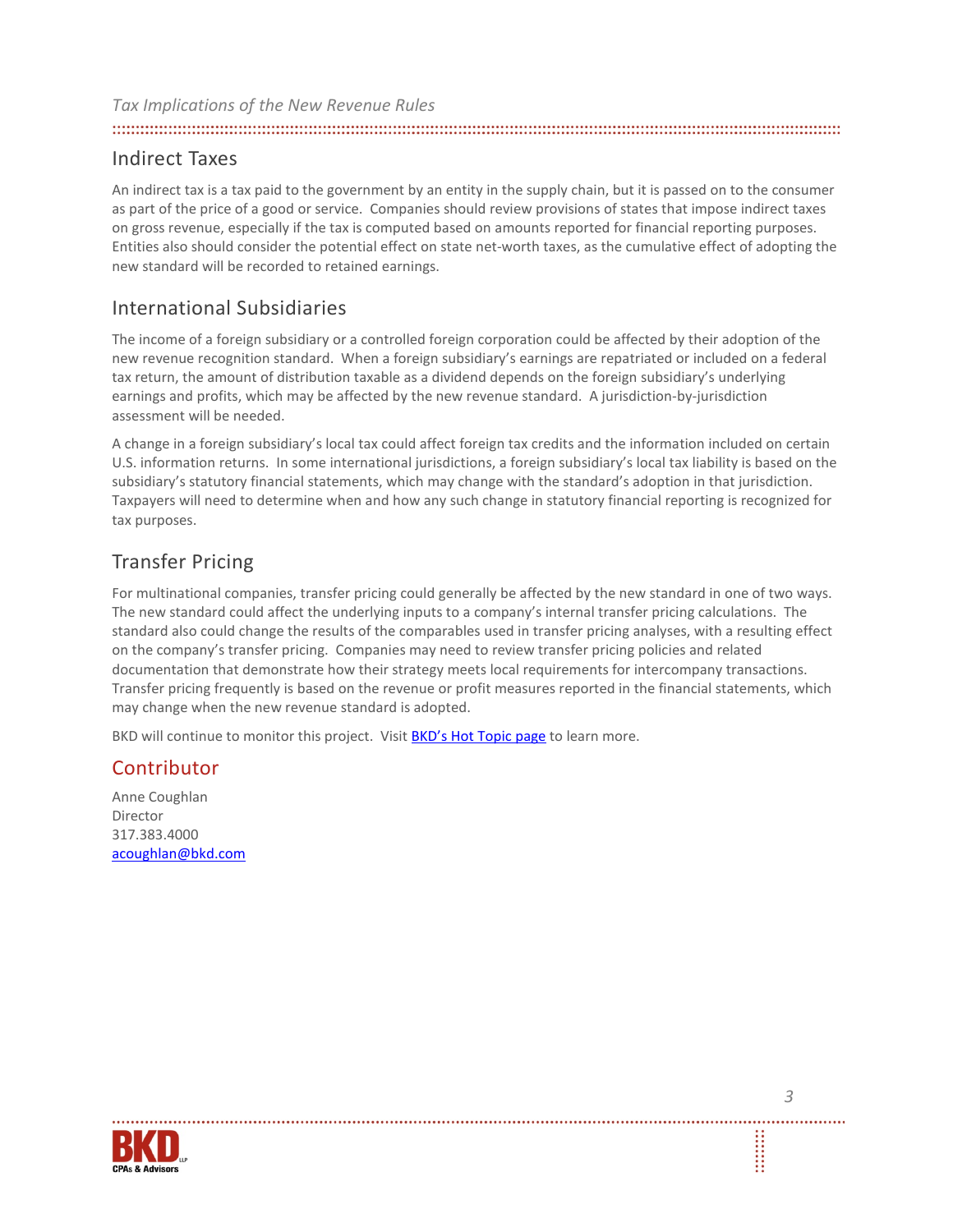## Indirect Taxes

An indirect tax is a tax paid to the government by an entity in the supply chain, but it is passed on to the consumer as part of the price of a good or service. Companies should review provisions of states that impose indirect taxes on gross revenue, especially if the tax is computed based on amounts reported for financial reporting purposes. Entities also should consider the potential effect on state net-worth taxes, as the cumulative effect of adopting the new standard will be recorded to retained earnings.

## International Subsidiaries

The income of a foreign subsidiary or a controlled foreign corporation could be affected by their adoption of the new revenue recognition standard. When a foreign subsidiary's earnings are repatriated or included on a federal tax return, the amount of distribution taxable as a dividend depends on the foreign subsidiary's underlying earnings and profits, which may be affected by the new revenue standard. A jurisdiction-by-jurisdiction assessment will be needed.

A change in a foreign subsidiary's local tax could affect foreign tax credits and the information included on certain U.S. information returns. In some international jurisdictions, a foreign subsidiary's local tax liability is based on the subsidiary's statutory financial statements, which may change with the standard's adoption in that jurisdiction. Taxpayers will need to determine when and how any such change in statutory financial reporting is recognized for tax purposes.

## Transfer Pricing

For multinational companies, transfer pricing could generally be affected by the new standard in one of two ways. The new standard could affect the underlying inputs to a company's internal transfer pricing calculations. The standard also could change the results of the comparables used in transfer pricing analyses, with a resulting effect on the company's transfer pricing. Companies may need to review transfer pricing policies and related documentation that demonstrate how their strategy meets local requirements for intercompany transactions. Transfer pricing frequently is based on the revenue or profit measures reported in the financial statements, which may change when the new revenue standard is adopted.

BKD will continue to monitor this project. Visit BKD's Hot Topic page to learn more.

## Contributor

Anne Coughlan
Director
317.383.4000
acoughlan@bkd.com